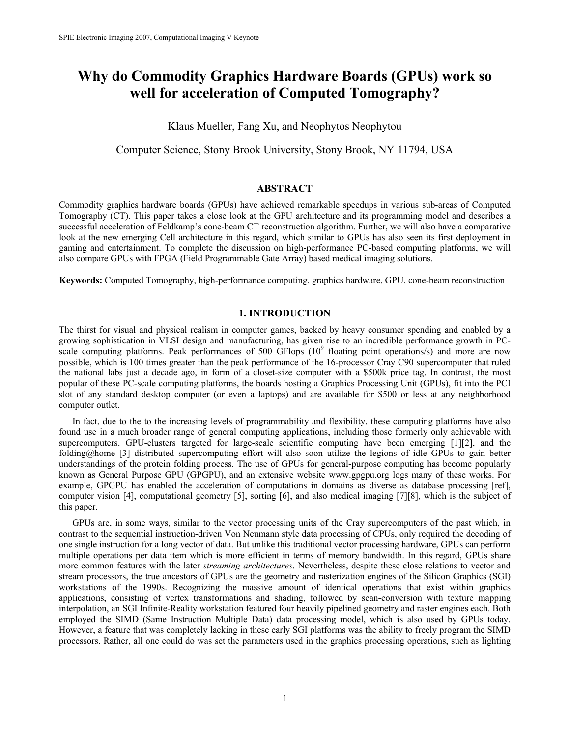# Why do Commodity Graphics Hardware Boards (GPUs) work so well for acceleration of Computed Tomography?

Klaus Mueller, Fang Xu, and Neophytos Neophytou

Computer Science, Stony Brook University, Stony Brook, NY 11794, USA

## ABSTRACT

Commodity graphics hardware boards (GPUs) have achieved remarkable speedups in various sub-areas of Computed Tomography (CT). This paper takes a close look at the GPU architecture and its programming model and describes a successful acceleration of Feldkamp's cone-beam CT reconstruction algorithm. Further, we will also have a comparative look at the new emerging Cell architecture in this regard, which similar to GPUs has also seen its first deployment in gaming and entertainment. To complete the discussion on high-performance PC-based computing platforms, we will also compare GPUs with FPGA (Field Programmable Gate Array) based medical imaging solutions.

**Keywords:** Computed Tomography, high-performance computing, graphics hardware, GPU, cone-beam reconstruction

## 1. INTRODUCTION

The thirst for visual and physical realism in computer games, backed by heavy consumer spending and enabled by a growing sophistication in VLSI design and manufacturing, has given rise to an incredible performance growth in PC-scale computing platforms. Peak performances of 500 GFlops ($10^9$ floating point operations/s) and more are now possible, which is 100 times greater than the peak performance of the 16-processor Cray C90 supercomputer that ruled the national labs just a decade ago, in form of a closet-size computer with a $500k price tag. In contrast, the most popular of these PC-scale computing platforms, the boards hosting a Graphics Processing Unit (GPUs), fit into the PCI slot of any standard desktop computer (or even a laptops) and are available for $500 or less at any neighborhood computer outlet.

In fact, due to the to the increasing levels of programmability and flexibility, these computing platforms have also found use in a much broader range of general computing applications, including those formerly only achievable with supercomputers. GPU-clusters targeted for large-scale scientific computing have been emerging [1][2], and the folding@home [3] distributed supercomputing effort will also soon utilize the legions of idle GPUs to gain better understandings of the protein folding process. The use of GPUs for general-purpose computing has become popularly known as General Purpose GPU (GPGPU), and an extensive website www.gpgpu.org logs many of these works. For example, GPGPU has enabled the acceleration of computations in domains as diverse as database processing [ref], computer vision [4], computational geometry [5], sorting [6], and also medical imaging [7][8], which is the subject of this paper.

GPUs are, in some ways, similar to the vector processing units of the Cray supercomputers of the past which, in contrast to the sequential instruction-driven Von Neumann style data processing of CPUs, only required the decoding of one single instruction for a long vector of data. But unlike this traditional vector processing hardware, GPUs can perform multiple operations per data item which is more efficient in terms of memory bandwidth. In this regard, GPUs share more common features with the later *streaming architectures*. Nevertheless, despite these close relations to vector and stream processors, the true ancestors of GPUs are the geometry and rasterization engines of the Silicon Graphics (SGI) workstations of the 1990s. Recognizing the massive amount of identical operations that exist within graphics applications, consisting of vertex transformations and shading, followed by scan-conversion with texture mapping interpolation, an SGI Infinite-Reality workstation featured four heavily pipelined geometry and raster engines each. Both employed the SIMD (Same Instruction Multiple Data) data processing model, which is also used by GPUs today. However, a feature that was completely lacking in these early SGI platforms was the ability to freely program the SIMD processors. Rather, all one could do was set the parameters used in the graphics processing operations, such as lighting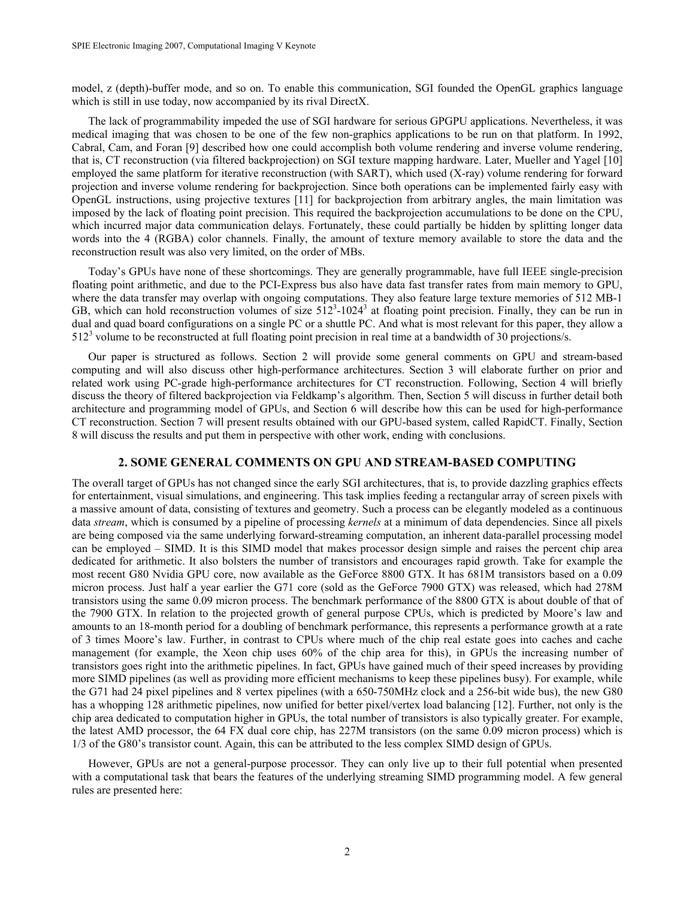model, z (depth)-buffer mode, and so on. To enable this communication, SGI founded the OpenGL graphics language which is still in use today, now accompanied by its rival DirectX.

The lack of programmability impeded the use of SGI hardware for serious GPGPU applications. Nevertheless, it was medical imaging that was chosen to be one of the few non-graphics applications to be run on that platform. In 1992, Cabral, Cam, and Foran [9] described how one could accomplish both volume rendering and inverse volume rendering, that is, CT reconstruction (via filtered backprojection) on SGI texture mapping hardware. Later, Mueller and Yagel [10] employed the same platform for iterative reconstruction (with SART), which used (X-ray) volume rendering for forward projection and inverse volume rendering for backprojection. Since both operations can be implemented fairly easy with OpenGL instructions, using projective textures [11] for backprojection from arbitrary angles, the main limitation was imposed by the lack of floating point precision. This required the backprojection accumulations to be done on the CPU, which incurred major data communication delays. Fortunately, these could partially be hidden by splitting longer data words into the 4 (RGBA) color channels. Finally, the amount of texture memory available to store the data and the reconstruction result was also very limited, on the order of MBs.

Today's GPUs have none of these shortcomings. They are generally programmable, have full IEEE single-precision floating point arithmetic, and due to the PCI-Express bus also have data fast transfer rates from main memory to GPU, where the data transfer may overlap with ongoing computations. They also feature large texture memories of 512 MB-1 GB, which can hold reconstruction volumes of size $512^3$-$1024^3$ at floating point precision. Finally, they can be run in dual and quad board configurations on a single PC or a shuttle PC. And what is most relevant for this paper, they allow a $512^3$ volume to be reconstructed at full floating point precision in real time at a bandwidth of 30 projections/s.

Our paper is structured as follows. Section 2 will provide some general comments on GPU and stream-based computing and will also discuss other high-performance architectures. Section 3 will elaborate further on prior and related work using PC-grade high-performance architectures for CT reconstruction. Following, Section 4 will briefly discuss the theory of filtered backprojection via Feldkamp's algorithm. Then, Section 5 will discuss in further detail both architecture and programming model of GPUs, and Section 6 will describe how this can be used for high-performance CT reconstruction. Section 7 will present results obtained with our GPU-based system, called RapidCT. Finally, Section 8 will discuss the results and put them in perspective with other work, ending with conclusions.

## 2. SOME GENERAL COMMENTS ON GPU AND STREAM-BASED COMPUTING

The overall target of GPUs has not changed since the early SGI architectures, that is, to provide dazzling graphics effects for entertainment, visual simulations, and engineering. This task implies feeding a rectangular array of screen pixels with a massive amount of data, consisting of textures and geometry. Such a process can be elegantly modeled as a continuous data *stream*, which is consumed by a pipeline of processing *kernels* at a minimum of data dependencies. Since all pixels are being composed via the same underlying forward-streaming computation, an inherent data-parallel processing model can be employed – SIMD. It is this SIMD model that makes processor design simple and raises the percent chip area dedicated for arithmetic. It also bolsters the number of transistors and encourages rapid growth. Take for example the most recent G80 Nvidia GPU core, now available as the GeForce 8800 GTX. It has 681M transistors based on a 0.09 micron process. Just half a year earlier the G71 core (sold as the GeForce 7900 GTX) was released, which had 278M transistors using the same 0.09 micron process. The benchmark performance of the 8800 GTX is about double of that of the 7900 GTX. In relation to the projected growth of general purpose CPUs, which is predicted by Moore's law and amounts to an 18-month period for a doubling of benchmark performance, this represents a performance growth at a rate of 3 times Moore's law. Further, in contrast to CPUs where much of the chip real estate goes into caches and cache management (for example, the Xeon chip uses 60% of the chip area for this), in GPUs the increasing number of transistors goes right into the arithmetic pipelines. In fact, GPUs have gained much of their speed increases by providing more SIMD pipelines (as well as providing more efficient mechanisms to keep these pipelines busy). For example, while the G71 had 24 pixel pipelines and 8 vertex pipelines (with a 650-750MHz clock and a 256-bit wide bus), the new G80 has a whopping 128 arithmetic pipelines, now unified for better pixel/vertex load balancing [12]. Further, not only is the chip area dedicated to computation higher in GPUs, the total number of transistors is also typically greater. For example, the latest AMD processor, the 64 FX dual core chip, has 227M transistors (on the same 0.09 micron process) which is 1/3 of the G80's transistor count. Again, this can be attributed to the less complex SIMD design of GPUs.

However, GPUs are not a general-purpose processor. They can only live up to their full potential when presented with a computational task that bears the features of the underlying streaming SIMD programming model. A few general rules are presented here: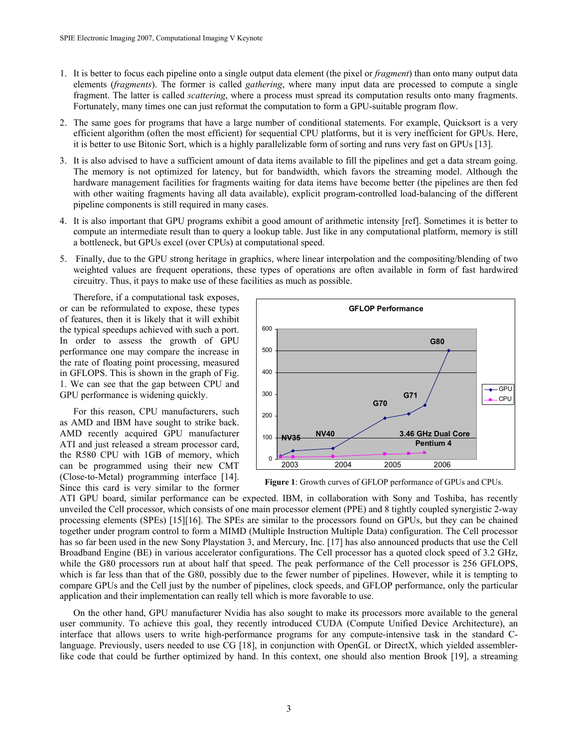1. It is better to focus each pipeline onto a single output data element (the pixel or *fragment*) than onto many output data elements (*fragments*). The former is called *gathering*, where many input data are processed to compute a single fragment. The latter is called *scattering*, where a process must spread its computation results onto many fragments. Fortunately, many times one can just reformat the computation to form a GPU-suitable program flow.

2. The same goes for programs that have a large number of conditional statements. For example, Quicksort is a very efficient algorithm (often the most efficient) for sequential CPU platforms, but it is very inefficient for GPUs. Here, it is better to use Bitonic Sort, which is a highly parallelizable form of sorting and runs very fast on GPUs [13].

3. It is also advised to have a sufficient amount of data items available to fill the pipelines and get a data stream going. The memory is not optimized for latency, but for bandwidth, which favors the streaming model. Although the hardware management facilities for fragments waiting for data items have become better (the pipelines are then fed with other waiting fragments having all data available), explicit program-controlled load-balancing of the different pipeline components is still required in many cases.

4. It is also important that GPU programs exhibit a good amount of arithmetic intensity [ref]. Sometimes it is better to compute an intermediate result than to query a lookup table. Just like in any computational platform, memory is still a bottleneck, but GPUs excel (over CPUs) at computational speed.

5. Finally, due to the GPU strong heritage in graphics, where linear interpolation and the compositing/blending of two weighted values are frequent operations, these types of operations are often available in form of fast hardwired circuitry. Thus, it pays to make use of these facilities as much as possible.

Therefore, if a computational task exposes, or can be reformulated to expose, these types of features, then it is likely that it will exhibit the typical speedups achieved with such a port. In order to assess the growth of GPU performance one may compare the increase in the rate of floating point processing, measured in GFLOPS. This is shown in the graph of Fig. 1. We can see that the gap between CPU and GPU performance is widening quickly.

GFLOP Performance

600
500
400
300
200
100
0

2003
2004
2005
2006

NV35
NV40
G70
G71
G80
3.46 GHz Dual Core Pentium 4

GPU
CPU

**Figure 1**: Growth curves of GFLOP performance of GPUs and CPUs.

For this reason, CPU manufacturers, such as AMD and IBM have sought to strike back. AMD recently acquired GPU manufacturer ATI and just released a stream processor card, the R580 CPU with 1GB of memory, which can be programmed using their new CMT (Close-to-Metal) programming interface [14]. Since this card is very similar to the former ATI GPU board, similar performance can be expected. IBM, in collaboration with Sony and Toshiba, has recently unveiled the Cell processor, which consists of one main processor element (PPE) and 8 tightly coupled synergistic 2-way processing elements (SPEs) [15][16]. The SPEs are similar to the processors found on GPUs, but they can be chained together under program control to form a MIMD (Multiple Instruction Multiple Data) configuration. The Cell processor has so far been used in the new Sony Playstation 3, and Mercury, Inc. [17] has also announced products that use the Cell Broadband Engine (BE) in various accelerator configurations. The Cell processor has a quoted clock speed of 3.2 GHz, while the G80 processors run at about half that speed. The peak performance of the Cell processor is 256 GFLOPS, which is far less than that of the G80, possibly due to the fewer number of pipelines. However, while it is tempting to compare GPUs and the Cell just by the number of pipelines, clock speeds, and GFLOP performance, only the particular application and their implementation can really tell which is more favorable to use.

On the other hand, GPU manufacturer Nvidia has also sought to make its processors more available to the general user community. To achieve this goal, they recently introduced CUDA (Compute Unified Device Architecture), an interface that allows users to write high-performance programs for any compute-intensive task in the standard C-language. Previously, users needed to use CG [18], in conjunction with OpenGL or DirectX, which yielded assembler-like code that could be further optimized by hand. In this context, one should also mention Brook [19], a streaming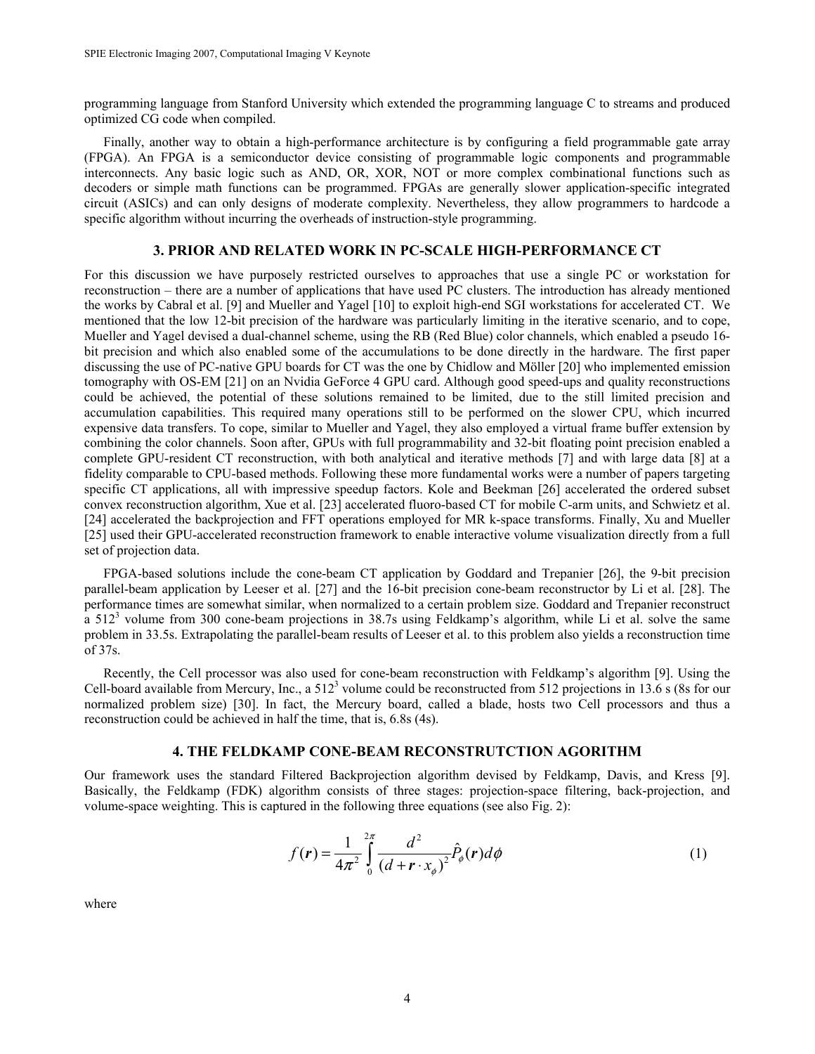programming language from Stanford University which extended the programming language C to streams and produced optimized CG code when compiled.

Finally, another way to obtain a high-performance architecture is by configuring a field programmable gate array (FPGA). An FPGA is a semiconductor device consisting of programmable logic components and programmable interconnects. Any basic logic such as AND, OR, XOR, NOT or more complex combinational functions such as decoders or simple math functions can be programmed. FPGAs are generally slower application-specific integrated circuit (ASICs) and can only designs of moderate complexity. Nevertheless, they allow programmers to hardcode a specific algorithm without incurring the overheads of instruction-style programming.

## 3. PRIOR AND RELATED WORK IN PC-SCALE HIGH-PERFORMANCE CT

For this discussion we have purposely restricted ourselves to approaches that use a single PC or workstation for reconstruction – there are a number of applications that have used PC clusters. The introduction has already mentioned the works by Cabral et al. [9] and Mueller and Yagel [10] to exploit high-end SGI workstations for accelerated CT. We mentioned that the low 12-bit precision of the hardware was particularly limiting in the iterative scenario, and to cope, Mueller and Yagel devised a dual-channel scheme, using the RB (Red Blue) color channels, which enabled a pseudo 16-bit precision and which also enabled some of the accumulations to be done directly in the hardware. The first paper discussing the use of PC-native GPU boards for CT was the one by Chidlow and Möller [20] who implemented emission tomography with OS-EM [21] on an Nvidia GeForce 4 GPU card. Although good speed-ups and quality reconstructions could be achieved, the potential of these solutions remained to be limited, due to the still limited precision and accumulation capabilities. This required many operations still to be performed on the slower CPU, which incurred expensive data transfers. To cope, similar to Mueller and Yagel, they also employed a virtual frame buffer extension by combining the color channels. Soon after, GPUs with full programmability and 32-bit floating point precision enabled a complete GPU-resident CT reconstruction, with both analytical and iterative methods [7] and with large data [8] at a fidelity comparable to CPU-based methods. Following these more fundamental works were a number of papers targeting specific CT applications, all with impressive speedup factors. Kole and Beekman [26] accelerated the ordered subset convex reconstruction algorithm, Xue et al. [23] accelerated fluoro-based CT for mobile C-arm units, and Schwietz et al. [24] accelerated the backprojection and FFT operations employed for MR k-space transforms. Finally, Xu and Mueller [25] used their GPU-accelerated reconstruction framework to enable interactive volume visualization directly from a full set of projection data.

FPGA-based solutions include the cone-beam CT application by Goddard and Trepanier [26], the 9-bit precision parallel-beam application by Leeser et al. [27] and the 16-bit precision cone-beam reconstructor by Li et al. [28]. The performance times are somewhat similar, when normalized to a certain problem size. Goddard and Trepanier reconstruct a $512^3$ volume from 300 cone-beam projections in 38.7s using Feldkamp's algorithm, while Li et al. solve the same problem in 33.5s. Extrapolating the parallel-beam results of Leeser et al. to this problem also yields a reconstruction time of 37s.

Recently, the Cell processor was also used for cone-beam reconstruction with Feldkamp's algorithm [9]. Using the Cell-board available from Mercury, Inc., a $512^3$ volume could be reconstructed from 512 projections in 13.6 s (8s for our normalized problem size) [30]. In fact, the Mercury board, called a blade, hosts two Cell processors and thus a reconstruction could be achieved in half the time, that is, 6.8s (4s).

## 4. THE FELDKAMP CONE-BEAM RECONSTRUTCTION AGORITHM

Our framework uses the standard Filtered Backprojection algorithm devised by Feldkamp, Davis, and Kress [9]. Basically, the Feldkamp (FDK) algorithm consists of three stages: projection-space filtering, back-projection, and volume-space weighting. This is captured in the following three equations (see also Fig. 2):

$$f(\boldsymbol{r}) = \frac{1}{4\pi^2} \int_0^{2\pi} \frac{d^2}{(d + \boldsymbol{r} \cdot x_\phi)^2} \hat{P}_\phi(\boldsymbol{r}) d\phi \tag{1}$$

where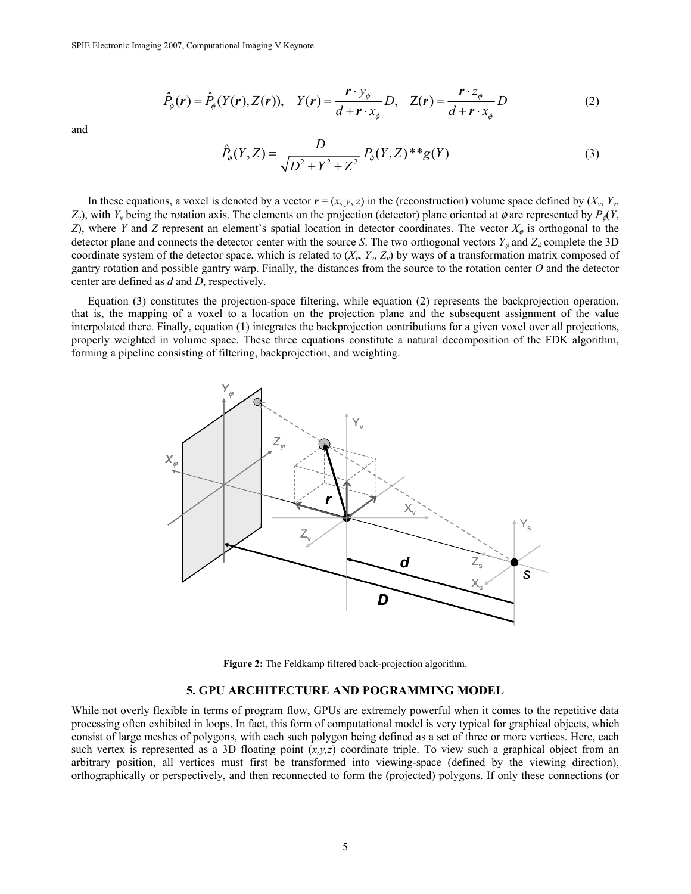$$\hat{P}_{\phi}(\boldsymbol{r}) = \hat{P}_{\phi}(Y(\boldsymbol{r}), Z(\boldsymbol{r})), \quad Y(\boldsymbol{r}) = \frac{\boldsymbol{r} \cdot y_{\phi}}{d + \boldsymbol{r} \cdot x_{\phi}} D, \quad Z(\boldsymbol{r}) = \frac{\boldsymbol{r} \cdot z_{\phi}}{d + \boldsymbol{r} \cdot x_{\phi}} D \tag{2}$$

and

$$\hat{P}_{\phi}(Y, Z) = \frac{D}{\sqrt{D^2 + Y^2 + Z^2}} P_{\phi}(Y, Z) ** g(Y) \tag{3}$$

In these equations, a voxel is denoted by a vector $\boldsymbol{r} = (x, y, z)$ in the (reconstruction) volume space defined by ($X_v$, $Y_v$, $Z_v$), with $Y_v$ being the rotation axis. The elements on the projection (detector) plane oriented at $\phi$ are represented by $P_\phi(Y, Z)$, where $Y$ and $Z$ represent an element's spatial location in detector coordinates. The vector $X_\phi$ is orthogonal to the detector plane and connects the detector center with the source $S$. The two orthogonal vectors $Y_\phi$ and $Z_\phi$ complete the 3D coordinate system of the detector space, which is related to ($X_v$, $Y_v$, $Z_v$) by ways of a transformation matrix composed of gantry rotation and possible gantry warp. Finally, the distances from the source to the rotation center $O$ and the detector center are defined as $d$ and $D$, respectively.

Equation (3) constitutes the projection-space filtering, while equation (2) represents the backprojection operation, that is, the mapping of a voxel to a location on the projection plane and the subsequent assignment of the value interpolated there. Finally, equation (1) integrates the backprojection contributions for a given voxel over all projections, properly weighted in volume space. These three equations constitute a natural decomposition of the FDK algorithm, forming a pipeline consisting of filtering, backprojection, and weighting.

**Figure 2:** The Feldkamp filtered back-projection algorithm.

## 5. GPU ARCHITECTURE AND POGRAMMING MODEL

While not overly flexible in terms of program flow, GPUs are extremely powerful when it comes to the repetitive data processing often exhibited in loops. In fact, this form of computational model is very typical for graphical objects, which consist of large meshes of polygons, with each such polygon being defined as a set of three or more vertices. Here, each such vertex is represented as a 3D floating point $(x,y,z)$ coordinate triple. To view such a graphical object from an arbitrary position, all vertices must first be transformed into viewing-space (defined by the viewing direction), orthographically or perspectively, and then reconnected to form the (projected) polygons. If only these connections (or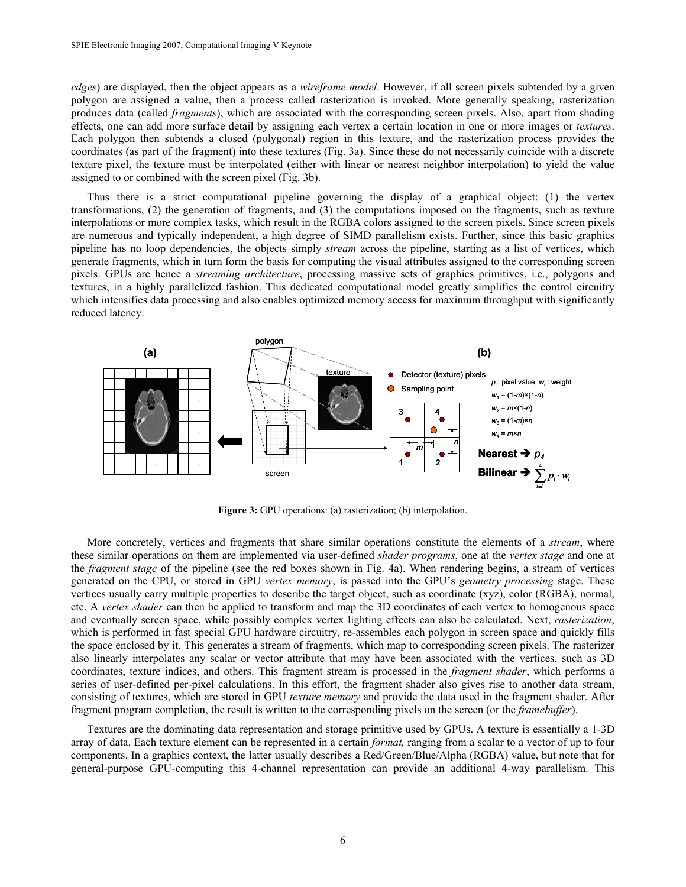*edges*) are displayed, then the object appears as a *wireframe model*. However, if all screen pixels subtended by a given polygon are assigned a value, then a process called rasterization is invoked. More generally speaking, rasterization produces data (called *fragments*), which are associated with the corresponding screen pixels. Also, apart from shading effects, one can add more surface detail by assigning each vertex a certain location in one or more images or *textures*. Each polygon then subtends a closed (polygonal) region in this texture, and the rasterization process provides the coordinates (as part of the fragment) into these textures (Fig. 3a). Since these do not necessarily coincide with a discrete texture pixel, the texture must be interpolated (either with linear or nearest neighbor interpolation) to yield the value assigned to or combined with the screen pixel (Fig. 3b).

Thus there is a strict computational pipeline governing the display of a graphical object: (1) the vertex transformations, (2) the generation of fragments, and (3) the computations imposed on the fragments, such as texture interpolations or more complex tasks, which result in the RGBA colors assigned to the screen pixels. Since screen pixels are numerous and typically independent, a high degree of SIMD parallelism exists. Further, since this basic graphics pipeline has no loop dependencies, the objects simply *stream* across the pipeline, starting as a list of vertices, which generate fragments, which in turn form the basis for computing the visual attributes assigned to the corresponding screen pixels. GPUs are hence a *streaming architecture*, processing massive sets of graphics primitives, i.e., polygons and textures, in a highly parallelized fashion. This dedicated computational model greatly simplifies the control circuitry which intensifies data processing and also enables optimized memory access for maximum throughput with significantly reduced latency.

(a)

polygon

texture

screen

(b)

Detector (texture) pixels

Sampling point

3 4

1 2

$m$ $n$

$p_i$ : pixel value, $w_i$ : weight

$w_1 = (1-m)\times(1-n)$

$w_2 = m\times(1-n)$

$w_3 = (1-m)\times n$

$w_4 = m\times n$

**Nearest ➔** $p_4$

**Bilinear ➔** $\sum_{i=1}^{4} p_i \cdot w_i$

**Figure 3:** GPU operations: (a) rasterization; (b) interpolation.

More concretely, vertices and fragments that share similar operations constitute the elements of a *stream*, where these similar operations on them are implemented via user-defined *shader programs*, one at the *vertex stage* and one at the *fragment stage* of the pipeline (see the red boxes shown in Fig. 4a). When rendering begins, a stream of vertices generated on the CPU, or stored in GPU *vertex memory*, is passed into the GPU's *geometry processing* stage. These vertices usually carry multiple properties to describe the target object, such as coordinate (xyz), color (RGBA), normal, etc. A *vertex shader* can then be applied to transform and map the 3D coordinates of each vertex to homogenous space and eventually screen space, while possibly complex vertex lighting effects can also be calculated. Next, *rasterization*, which is performed in fast special GPU hardware circuitry, re-assembles each polygon in screen space and quickly fills the space enclosed by it. This generates a stream of fragments, which map to corresponding screen pixels. The rasterizer also linearly interpolates any scalar or vector attribute that may have been associated with the vertices, such as 3D coordinates, texture indices, and others. This fragment stream is processed in the *fragment shader*, which performs a series of user-defined per-pixel calculations. In this effort, the fragment shader also gives rise to another data stream, consisting of textures, which are stored in GPU *texture memory* and provide the data used in the fragment shader. After fragment program completion, the result is written to the corresponding pixels on the screen (or the *framebuffer*).

Textures are the dominating data representation and storage primitive used by GPUs. A texture is essentially a 1-3D array of data. Each texture element can be represented in a certain *format,* ranging from a scalar to a vector of up to four components. In a graphics context, the latter usually describes a Red/Green/Blue/Alpha (RGBA) value, but note that for general-purpose GPU-computing this 4-channel representation can provide an additional 4-way parallelism. This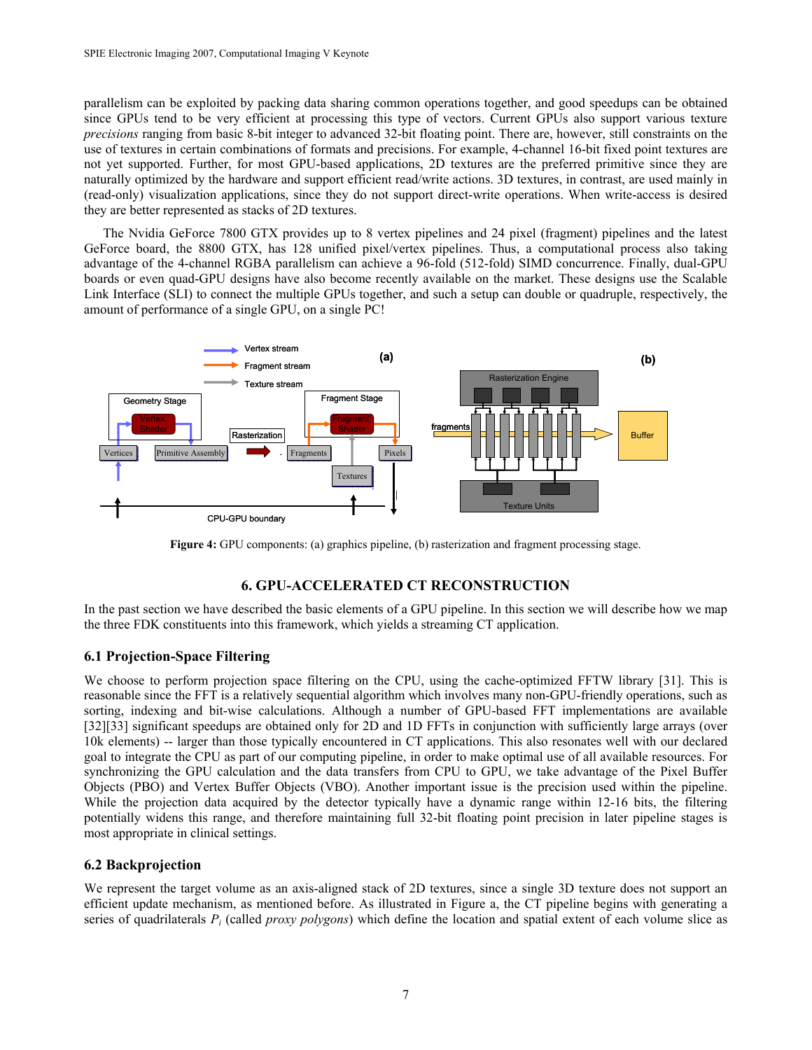parallelism can be exploited by packing data sharing common operations together, and good speedups can be obtained since GPUs tend to be very efficient at processing this type of vectors. Current GPUs also support various texture *precisions* ranging from basic 8-bit integer to advanced 32-bit floating point. There are, however, still constraints on the use of textures in certain combinations of formats and precisions. For example, 4-channel 16-bit fixed point textures are not yet supported. Further, for most GPU-based applications, 2D textures are the preferred primitive since they are naturally optimized by the hardware and support efficient read/write actions. 3D textures, in contrast, are used mainly in (read-only) visualization applications, since they do not support direct-write operations. When write-access is desired they are better represented as stacks of 2D textures.

The Nvidia GeForce 7800 GTX provides up to 8 vertex pipelines and 24 pixel (fragment) pipelines and the latest GeForce board, the 8800 GTX, has 128 unified pixel/vertex pipelines. Thus, a computational process also taking advantage of the 4-channel RGBA parallelism can achieve a 96-fold (512-fold) SIMD concurrence. Finally, dual-GPU boards or even quad-GPU designs have also become recently available on the market. These designs use the Scalable Link Interface (SLI) to connect the multiple GPUs together, and such a setup can double or quadruple, respectively, the amount of performance of a single GPU, on a single PC!

**Figure 4:** GPU components: (a) graphics pipeline, (b) rasterization and fragment processing stage.

## 6. GPU-ACCELERATED CT RECONSTRUCTION

In the past section we have described the basic elements of a GPU pipeline. In this section we will describe how we map the three FDK constituents into this framework, which yields a streaming CT application.

### 6.1 Projection-Space Filtering

We choose to perform projection space filtering on the CPU, using the cache-optimized FFTW library [31]. This is reasonable since the FFT is a relatively sequential algorithm which involves many non-GPU-friendly operations, such as sorting, indexing and bit-wise calculations. Although a number of GPU-based FFT implementations are available [32][33] significant speedups are obtained only for 2D and 1D FFTs in conjunction with sufficiently large arrays (over 10k elements) -- larger than those typically encountered in CT applications. This also resonates well with our declared goal to integrate the CPU as part of our computing pipeline, in order to make optimal use of all available resources. For synchronizing the GPU calculation and the data transfers from CPU to GPU, we take advantage of the Pixel Buffer Objects (PBO) and Vertex Buffer Objects (VBO). Another important issue is the precision used within the pipeline. While the projection data acquired by the detector typically have a dynamic range within 12-16 bits, the filtering potentially widens this range, and therefore maintaining full 32-bit floating point precision in later pipeline stages is most appropriate in clinical settings.

### 6.2 Backprojection

We represent the target volume as an axis-aligned stack of 2D textures, since a single 3D texture does not support an efficient update mechanism, as mentioned before. As illustrated in Figure a, the CT pipeline begins with generating a series of quadrilaterals $P_i$ (called *proxy polygons*) which define the location and spatial extent of each volume slice as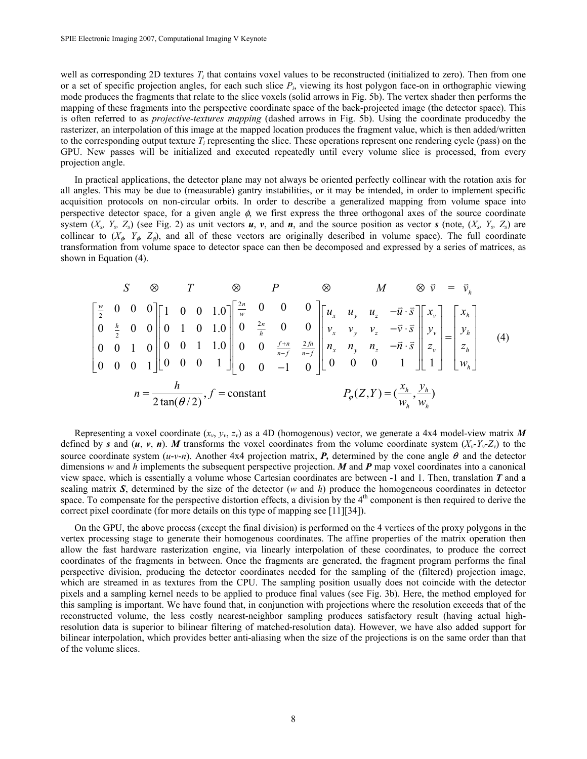well as corresponding 2D textures $T_i$ that contains voxel values to be reconstructed (initialized to zero). Then from one or a set of specific projection angles, for each such slice $P_i$, viewing its host polygon face-on in orthographic viewing mode produces the fragments that relate to the slice voxels (solid arrows in Fig. 5b). The vertex shader then performs the mapping of these fragments into the perspective coordinate space of the back-projected image (the detector space). This is often referred to as *projective-textures mapping* (dashed arrows in Fig. 5b). Using the coordinate producedby the rasterizer, an interpolation of this image at the mapped location produces the fragment value, which is then added/written to the corresponding output texture $T_i$ representing the slice. These operations represent one rendering cycle (pass) on the GPU. New passes will be initialized and executed repeatedly until every volume slice is processed, from every projection angle.

In practical applications, the detector plane may not always be oriented perfectly collinear with the rotation axis for all angles. This may be due to (measurable) gantry instabilities, or it may be intended, in order to implement specific acquisition protocols on non-circular orbits. In order to describe a generalized mapping from volume space into perspective detector space, for a given angle $\phi$, we first express the three orthogonal axes of the source coordinate system ($X_s$, $Y_s$, $Z_s$) (see Fig. 2) as unit vectors $\boldsymbol{u}$, $\boldsymbol{v}$, and $\boldsymbol{n}$, and the source position as vector $\boldsymbol{s}$ (note, ($X_s$, $Y_s$, $Z_s$) are collinear to ($X_\phi$, $Y_\phi$, $Z_\phi$), and all of these vectors are originally described in volume space). The full coordinate transformation from volume space to detector space can then be decomposed and expressed by a series of matrices, as shown in Equation (4).

$$
\begin{array}{c}
S \otimes T \otimes P \otimes M \otimes \vec{v} = \vec{v}_h \\
\begin{bmatrix} \frac{w}{2} & 0 & 0 & 0 \\ 0 & \frac{h}{2} & 0 & 0 \\ 0 & 0 & 1 & 0 \\ 0 & 0 & 0 & 1 \end{bmatrix}
\begin{bmatrix} 1 & 0 & 0 & 1.0 \\ 0 & 1 & 0 & 1.0 \\ 0 & 0 & 1 & 1.0 \\ 0 & 0 & 0 & 1 \end{bmatrix}
\begin{bmatrix} \frac{2n}{w} & 0 & 0 & 0 \\ 0 & \frac{2n}{h} & 0 & 0 \\ 0 & 0 & \frac{f+n}{n-f} & \frac{2fn}{n-f} \\ 0 & 0 & -1 & 0 \end{bmatrix}
\begin{bmatrix} u_x & u_y & u_z & -\vec{u}\cdot\vec{s} \\ v_x & v_y & v_z & -\vec{v}\cdot\vec{s} \\ n_x & n_y & n_z & -\vec{n}\cdot\vec{s} \\ 0 & 0 & 0 & 1 \end{bmatrix}
\begin{bmatrix} x_v \\ y_v \\ z_v \\ 1 \end{bmatrix}
=
\begin{bmatrix} x_h \\ y_h \\ z_h \\ w_h \end{bmatrix} \\
n = \dfrac{h}{2\tan(\theta/2)},\ f = \text{constant} \qquad\qquad P_\varphi(Z,Y) = \left(\dfrac{x_h}{w_h}, \dfrac{y_h}{w_h}\right)
\end{array}
\tag{4}
$$

Representing a voxel coordinate ($x_v$, $y_v$, $z_v$) as a 4D (homogenous) vector, we generate a 4x4 model-view matrix $\boldsymbol{M}$ defined by $\boldsymbol{s}$ and ($\boldsymbol{u}$, $\boldsymbol{v}$, $\boldsymbol{n}$). $\boldsymbol{M}$ transforms the voxel coordinates from the volume coordinate system ($X_v$-$Y_v$-$Z_v$) to the source coordinate system ($u$-$v$-$n$). Another 4x4 projection matrix, $\boldsymbol{P}$, determined by the cone angle $\theta$ and the detector dimensions $w$ and $h$ implements the subsequent perspective projection. $\boldsymbol{M}$ and $\boldsymbol{P}$ map voxel coordinates into a canonical view space, which is essentially a volume whose Cartesian coordinates are between -1 and 1. Then, translation $\boldsymbol{T}$ and a scaling matrix $\boldsymbol{S}$, determined by the size of the detector ($w$ and $h$) produce the homogeneous coordinates in detector space. To compensate for the perspective distortion effects, a division by the 4th component is then required to derive the correct pixel coordinate (for more details on this type of mapping see [11][34]).

On the GPU, the above process (except the final division) is performed on the 4 vertices of the proxy polygons in the vertex processing stage to generate their homogenous coordinates. The affine properties of the matrix operation then allow the fast hardware rasterization engine, via linearly interpolation of these coordinates, to produce the correct coordinates of the fragments in between. Once the fragments are generated, the fragment program performs the final perspective division, producing the detector coordinates needed for the sampling of the (filtered) projection image, which are streamed in as textures from the CPU. The sampling position usually does not coincide with the detector pixels and a sampling kernel needs to be applied to produce final values (see Fig. 3b). Here, the method employed for this sampling is important. We have found that, in conjunction with projections where the resolution exceeds that of the reconstructed volume, the less costly nearest-neighbor sampling produces satisfactory result (having actual high-resolution data is superior to bilinear filtering of matched-resolution data). However, we have also added support for bilinear interpolation, which provides better anti-aliasing when the size of the projections is on the same order than that of the volume slices.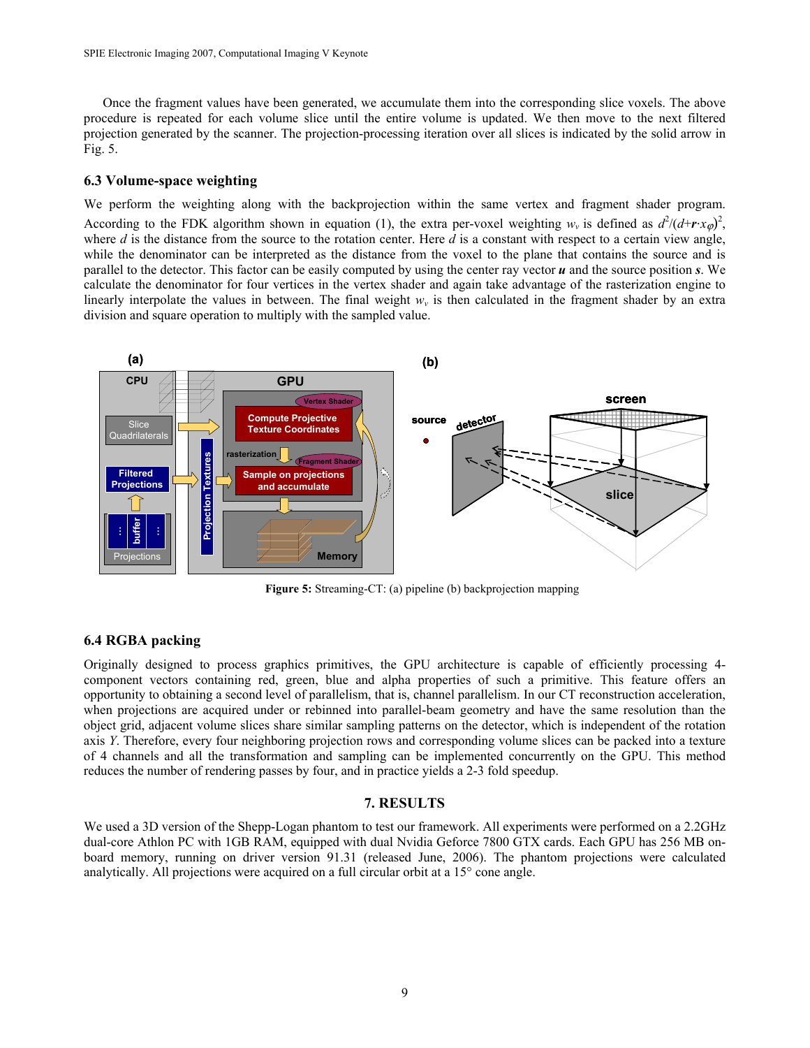Once the fragment values have been generated, we accumulate them into the corresponding slice voxels. The above procedure is repeated for each volume slice until the entire volume is updated. We then move to the next filtered projection generated by the scanner. The projection-processing iteration over all slices is indicated by the solid arrow in Fig. 5.

### 6.3 Volume-space weighting

We perform the weighting along with the backprojection within the same vertex and fragment shader program. According to the FDK algorithm shown in equation (1), the extra per-voxel weighting $w_v$ is defined as $d^2/(d+\mathbf{r}\cdot x_{\varphi})^2$, where $d$ is the distance from the source to the rotation center. Here $d$ is a constant with respect to a certain view angle, while the denominator can be interpreted as the distance from the voxel to the plane that contains the source and is parallel to the detector. This factor can be easily computed by using the center ray vector $\boldsymbol{u}$ and the source position $\boldsymbol{s}$. We calculate the denominator for four vertices in the vertex shader and again take advantage of the rasterization engine to linearly interpolate the values in between. The final weight $w_v$ is then calculated in the fragment shader by an extra division and square operation to multiply with the sampled value.

**Figure 5:** Streaming-CT: (a) pipeline (b) backprojection mapping

### 6.4 RGBA packing

Originally designed to process graphics primitives, the GPU architecture is capable of efficiently processing 4-component vectors containing red, green, blue and alpha properties of such a primitive. This feature offers an opportunity to obtaining a second level of parallelism, that is, channel parallelism. In our CT reconstruction acceleration, when projections are acquired under or rebinned into parallel-beam geometry and have the same resolution than the object grid, adjacent volume slices share similar sampling patterns on the detector, which is independent of the rotation axis $Y$. Therefore, every four neighboring projection rows and corresponding volume slices can be packed into a texture of 4 channels and all the transformation and sampling can be implemented concurrently on the GPU. This method reduces the number of rendering passes by four, and in practice yields a 2-3 fold speedup.

## 7. RESULTS

We used a 3D version of the Shepp-Logan phantom to test our framework. All experiments were performed on a 2.2GHz dual-core Athlon PC with 1GB RAM, equipped with dual Nvidia Geforce 7800 GTX cards. Each GPU has 256 MB on-board memory, running on driver version 91.31 (released June, 2006). The phantom projections were calculated analytically. All projections were acquired on a full circular orbit at a 15° cone angle.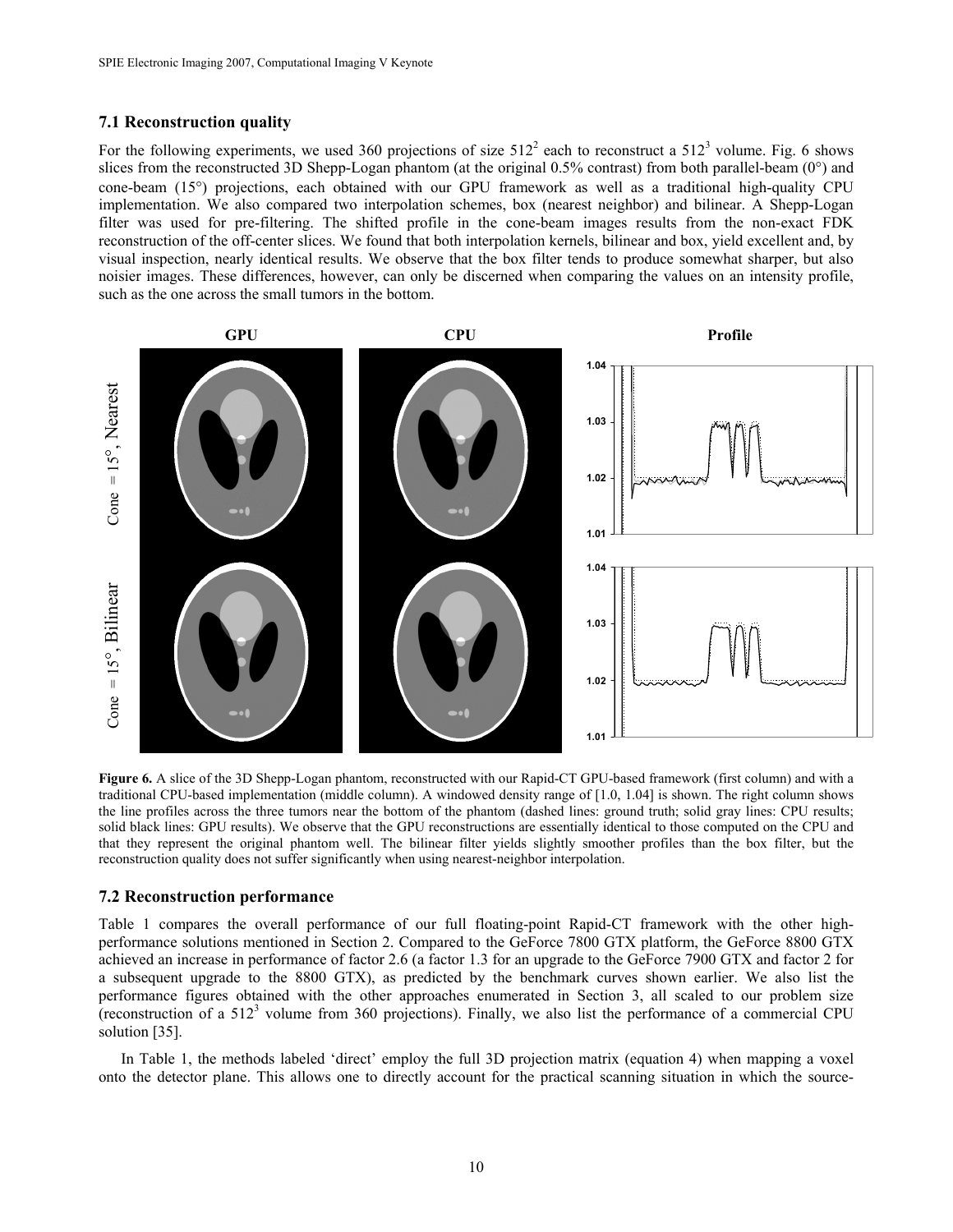### 7.1 Reconstruction quality

For the following experiments, we used 360 projections of size $512^2$ each to reconstruct a $512^3$ volume. Fig. 6 shows slices from the reconstructed 3D Shepp-Logan phantom (at the original 0.5% contrast) from both parallel-beam (0°) and cone-beam (15°) projections, each obtained with our GPU framework as well as a traditional high-quality CPU implementation. We also compared two interpolation schemes, box (nearest neighbor) and bilinear. A Shepp-Logan filter was used for pre-filtering. The shifted profile in the cone-beam images results from the non-exact FDK reconstruction of the off-center slices. We found that both interpolation kernels, bilinear and box, yield excellent and, by visual inspection, nearly identical results. We observe that the box filter tends to produce somewhat sharper, but also noisier images. These differences, however, can only be discerned when comparing the values on an intensity profile, such as the one across the small tumors in the bottom.

**Figure 6.** A slice of the 3D Shepp-Logan phantom, reconstructed with our Rapid-CT GPU-based framework (first column) and with a traditional CPU-based implementation (middle column). A windowed density range of [1.0, 1.04] is shown. The right column shows the line profiles across the three tumors near the bottom of the phantom (dashed lines: ground truth; solid gray lines: CPU results; solid black lines: GPU results). We observe that the GPU reconstructions are essentially identical to those computed on the CPU and that they represent the original phantom well. The bilinear filter yields slightly smoother profiles than the box filter, but the reconstruction quality does not suffer significantly when using nearest-neighbor interpolation.

### 7.2 Reconstruction performance

Table 1 compares the overall performance of our full floating-point Rapid-CT framework with the other high-performance solutions mentioned in Section 2. Compared to the GeForce 7800 GTX platform, the GeForce 8800 GTX achieved an increase in performance of factor 2.6 (a factor 1.3 for an upgrade to the GeForce 7900 GTX and factor 2 for a subsequent upgrade to the 8800 GTX), as predicted by the benchmark curves shown earlier. We also list the performance figures obtained with the other approaches enumerated in Section 3, all scaled to our problem size (reconstruction of a $512^3$ volume from 360 projections). Finally, we also list the performance of a commercial CPU solution [35].

In Table 1, the methods labeled 'direct' employ the full 3D projection matrix (equation 4) when mapping a voxel onto the detector plane. This allows one to directly account for the practical scanning situation in which the source-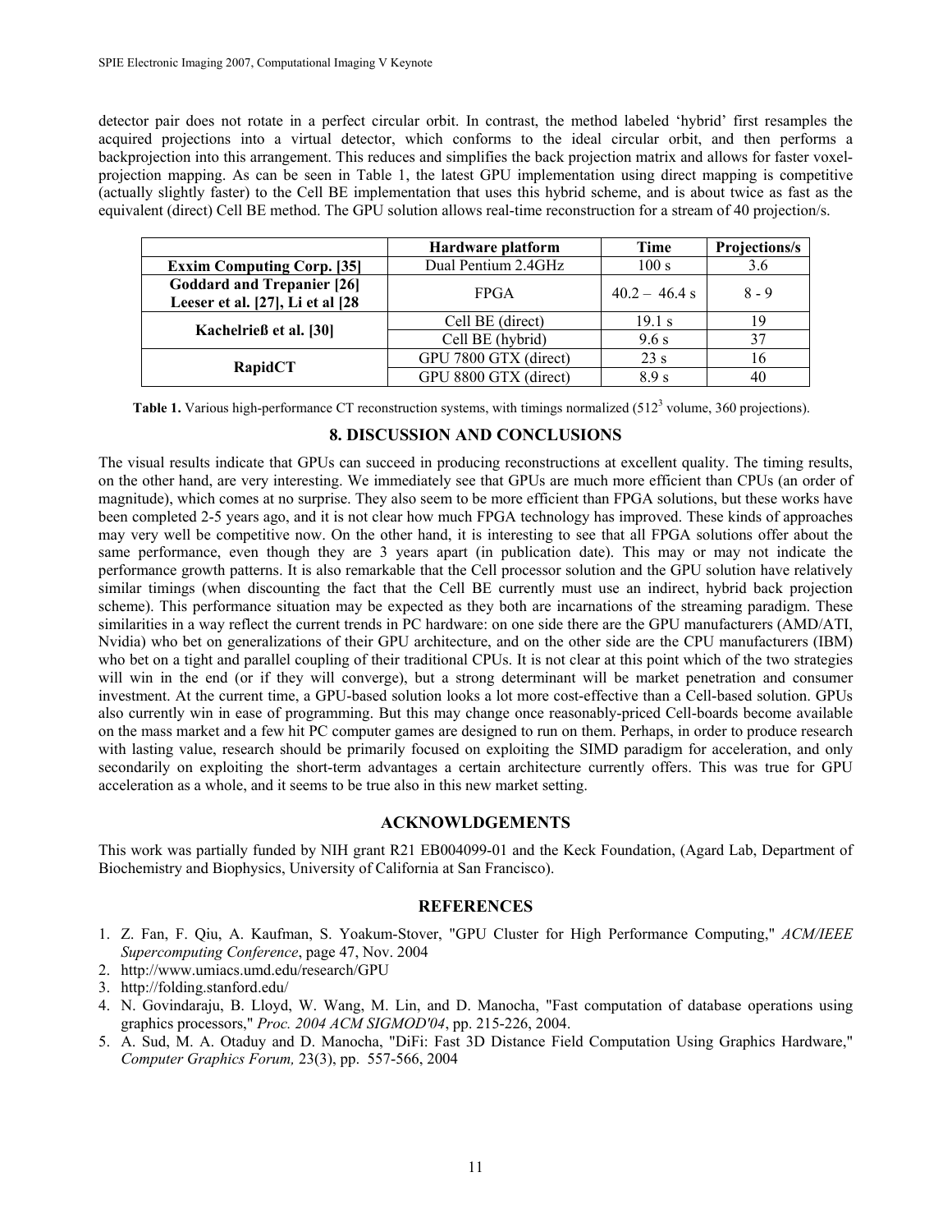detector pair does not rotate in a perfect circular orbit. In contrast, the method labeled 'hybrid' first resamples the acquired projections into a virtual detector, which conforms to the ideal circular orbit, and then performs a backprojection into this arrangement. This reduces and simplifies the back projection matrix and allows for faster voxel-projection mapping. As can be seen in Table 1, the latest GPU implementation using direct mapping is competitive (actually slightly faster) to the Cell BE implementation that uses this hybrid scheme, and is about twice as fast as the equivalent (direct) Cell BE method. The GPU solution allows real-time reconstruction for a stream of 40 projection/s.

| | Hardware platform | Time | Projections/s |
|---|---|---|---|
| **Exxim Computing Corp. [35]** | Dual Pentium 2.4GHz | 100 s | 3.6 |
| **Goddard and Trepanier [26] Leeser et al. [27], Li et al [28** | FPGA | 40.2 – 46.4 s | 8 - 9 |
| **Kachelrieß et al. [30]** | Cell BE (direct) | 19.1 s | 19 |
| | Cell BE (hybrid) | 9.6 s | 37 |
| **RapidCT** | GPU 7800 GTX (direct) | 23 s | 16 |
| | GPU 8800 GTX (direct) | 8.9 s | 40 |

**Table 1.** Various high-performance CT reconstruction systems, with timings normalized ($512^3$ volume, 360 projections).

## 8. DISCUSSION AND CONCLUSIONS

The visual results indicate that GPUs can succeed in producing reconstructions at excellent quality. The timing results, on the other hand, are very interesting. We immediately see that GPUs are much more efficient than CPUs (an order of magnitude), which comes at no surprise. They also seem to be more efficient than FPGA solutions, but these works have been completed 2-5 years ago, and it is not clear how much FPGA technology has improved. These kinds of approaches may very well be competitive now. On the other hand, it is interesting to see that all FPGA solutions offer about the same performance, even though they are 3 years apart (in publication date). This may or may not indicate the performance growth patterns. It is also remarkable that the Cell processor solution and the GPU solution have relatively similar timings (when discounting the fact that the Cell BE currently must use an indirect, hybrid back projection scheme). This performance situation may be expected as they both are incarnations of the streaming paradigm. These similarities in a way reflect the current trends in PC hardware: on one side there are the GPU manufacturers (AMD/ATI, Nvidia) who bet on generalizations of their GPU architecture, and on the other side are the CPU manufacturers (IBM) who bet on a tight and parallel coupling of their traditional CPUs. It is not clear at this point which of the two strategies will win in the end (or if they will converge), but a strong determinant will be market penetration and consumer investment. At the current time, a GPU-based solution looks a lot more cost-effective than a Cell-based solution. GPUs also currently win in ease of programming. But this may change once reasonably-priced Cell-boards become available on the mass market and a few hit PC computer games are designed to run on them. Perhaps, in order to produce research with lasting value, research should be primarily focused on exploiting the SIMD paradigm for acceleration, and only secondarily on exploiting the short-term advantages a certain architecture currently offers. This was true for GPU acceleration as a whole, and it seems to be true also in this new market setting.

## ACKNOWLDGEMENTS

This work was partially funded by NIH grant R21 EB004099-01 and the Keck Foundation, (Agard Lab, Department of Biochemistry and Biophysics, University of California at San Francisco).

## REFERENCES

1. Z. Fan, F. Qiu, A. Kaufman, S. Yoakum-Stover, "GPU Cluster for High Performance Computing," *ACM/IEEE Supercomputing Conference*, page 47, Nov. 2004
2. http://www.umiacs.umd.edu/research/GPU
3. http://folding.stanford.edu/
4. N. Govindaraju, B. Lloyd, W. Wang, M. Lin, and D. Manocha, "Fast computation of database operations using graphics processors," *Proc. 2004 ACM SIGMOD'04*, pp. 215-226, 2004.
5. A. Sud, M. A. Otaduy and D. Manocha, "DiFi: Fast 3D Distance Field Computation Using Graphics Hardware," *Computer Graphics Forum,* 23(3), pp. 557-566, 2004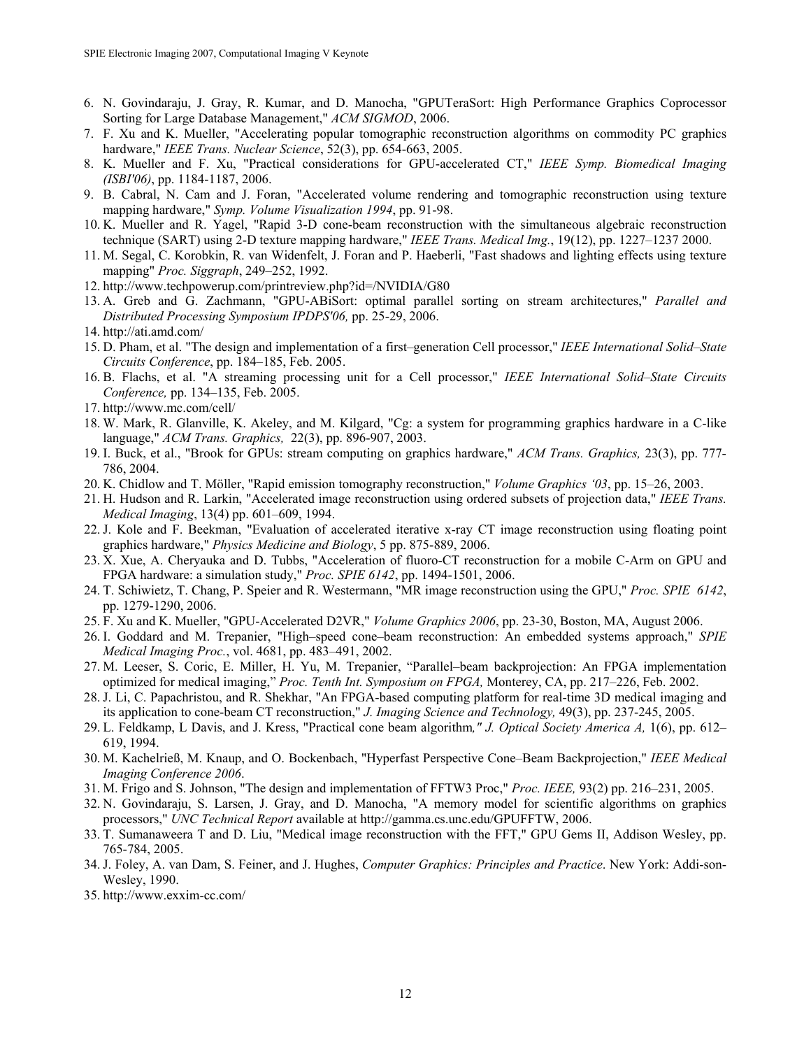6. N. Govindaraju, J. Gray, R. Kumar, and D. Manocha, "GPUTeraSort: High Performance Graphics Coprocessor Sorting for Large Database Management," *ACM SIGMOD*, 2006.
7. F. Xu and K. Mueller, "Accelerating popular tomographic reconstruction algorithms on commodity PC graphics hardware," *IEEE Trans. Nuclear Science*, 52(3), pp. 654-663, 2005.
8. K. Mueller and F. Xu, "Practical considerations for GPU-accelerated CT," *IEEE Symp. Biomedical Imaging (ISBI'06)*, pp. 1184-1187, 2006.
9. B. Cabral, N. Cam and J. Foran, "Accelerated volume rendering and tomographic reconstruction using texture mapping hardware," *Symp. Volume Visualization 1994*, pp. 91-98.
10. K. Mueller and R. Yagel, "Rapid 3-D cone-beam reconstruction with the simultaneous algebraic reconstruction technique (SART) using 2-D texture mapping hardware," *IEEE Trans. Medical Img.*, 19(12), pp. 1227–1237 2000.
11. M. Segal, C. Korobkin, R. van Widenfelt, J. Foran and P. Haeberli, "Fast shadows and lighting effects using texture mapping" *Proc. Siggraph*, 249–252, 1992.
12. http://www.techpowerup.com/printreview.php?id=/NVIDIA/G80
13. A. Greb and G. Zachmann, "GPU-ABiSort: optimal parallel sorting on stream architectures," *Parallel and Distributed Processing Symposium IPDPS'06,* pp. 25-29, 2006.
14. http://ati.amd.com/
15. D. Pham, et al. "The design and implementation of a first–generation Cell processor," *IEEE International Solid–State Circuits Conference*, pp. 184–185, Feb. 2005.
16. B. Flachs, et al. "A streaming processing unit for a Cell processor," *IEEE International Solid–State Circuits Conference,* pp. 134–135, Feb. 2005.
17. http://www.mc.com/cell/
18. W. Mark, R. Glanville, K. Akeley, and M. Kilgard, "Cg: a system for programming graphics hardware in a C-like language," *ACM Trans. Graphics,* 22(3), pp. 896-907, 2003.
19. I. Buck, et al., "Brook for GPUs: stream computing on graphics hardware," *ACM Trans. Graphics,* 23(3), pp. 777-786, 2004.
20. K. Chidlow and T. Möller, "Rapid emission tomography reconstruction," *Volume Graphics '03*, pp. 15–26, 2003.
21. H. Hudson and R. Larkin, "Accelerated image reconstruction using ordered subsets of projection data," *IEEE Trans. Medical Imaging*, 13(4) pp. 601–609, 1994.
22. J. Kole and F. Beekman, "Evaluation of accelerated iterative x-ray CT image reconstruction using floating point graphics hardware," *Physics Medicine and Biology*, 5 pp. 875-889, 2006.
23. X. Xue, A. Cheryauka and D. Tubbs, "Acceleration of fluoro-CT reconstruction for a mobile C-Arm on GPU and FPGA hardware: a simulation study," *Proc. SPIE 6142*, pp. 1494-1501, 2006.
24. T. Schiwietz, T. Chang, P. Speier and R. Westermann, "MR image reconstruction using the GPU," *Proc. SPIE 6142*, pp. 1279-1290, 2006.
25. F. Xu and K. Mueller, "GPU-Accelerated D2VR," *Volume Graphics 2006*, pp. 23-30, Boston, MA, August 2006.
26. I. Goddard and M. Trepanier, "High–speed cone–beam reconstruction: An embedded systems approach," *SPIE Medical Imaging Proc.*, vol. 4681, pp. 483–491, 2002.
27. M. Leeser, S. Coric, E. Miller, H. Yu, M. Trepanier, "Parallel–beam backprojection: An FPGA implementation optimized for medical imaging," *Proc. Tenth Int. Symposium on FPGA,* Monterey, CA, pp. 217–226, Feb. 2002.
28. J. Li, C. Papachristou, and R. Shekhar, "An FPGA-based computing platform for real-time 3D medical imaging and its application to cone-beam CT reconstruction," *J. Imaging Science and Technology,* 49(3), pp. 237-245, 2005.
29. L. Feldkamp, L Davis, and J. Kress, "Practical cone beam algorithm*," J. Optical Society America A,* 1(6), pp. 612–619, 1994.
30. M. Kachelrieß, M. Knaup, and O. Bockenbach, "Hyperfast Perspective Cone–Beam Backprojection," *IEEE Medical Imaging Conference 2006*.
31. M. Frigo and S. Johnson, "The design and implementation of FFTW3 Proc," *Proc. IEEE,* 93(2) pp. 216–231, 2005.
32. N. Govindaraju, S. Larsen, J. Gray, and D. Manocha, "A memory model for scientific algorithms on graphics processors," *UNC Technical Report* available at http://gamma.cs.unc.edu/GPUFFTW, 2006.
33. T. Sumanaweera T and D. Liu, "Medical image reconstruction with the FFT," GPU Gems II, Addison Wesley, pp. 765-784, 2005.
34. J. Foley, A. van Dam, S. Feiner, and J. Hughes, *Computer Graphics: Principles and Practice*. New York: Addi-son-Wesley, 1990.
35. http://www.exxim-cc.com/